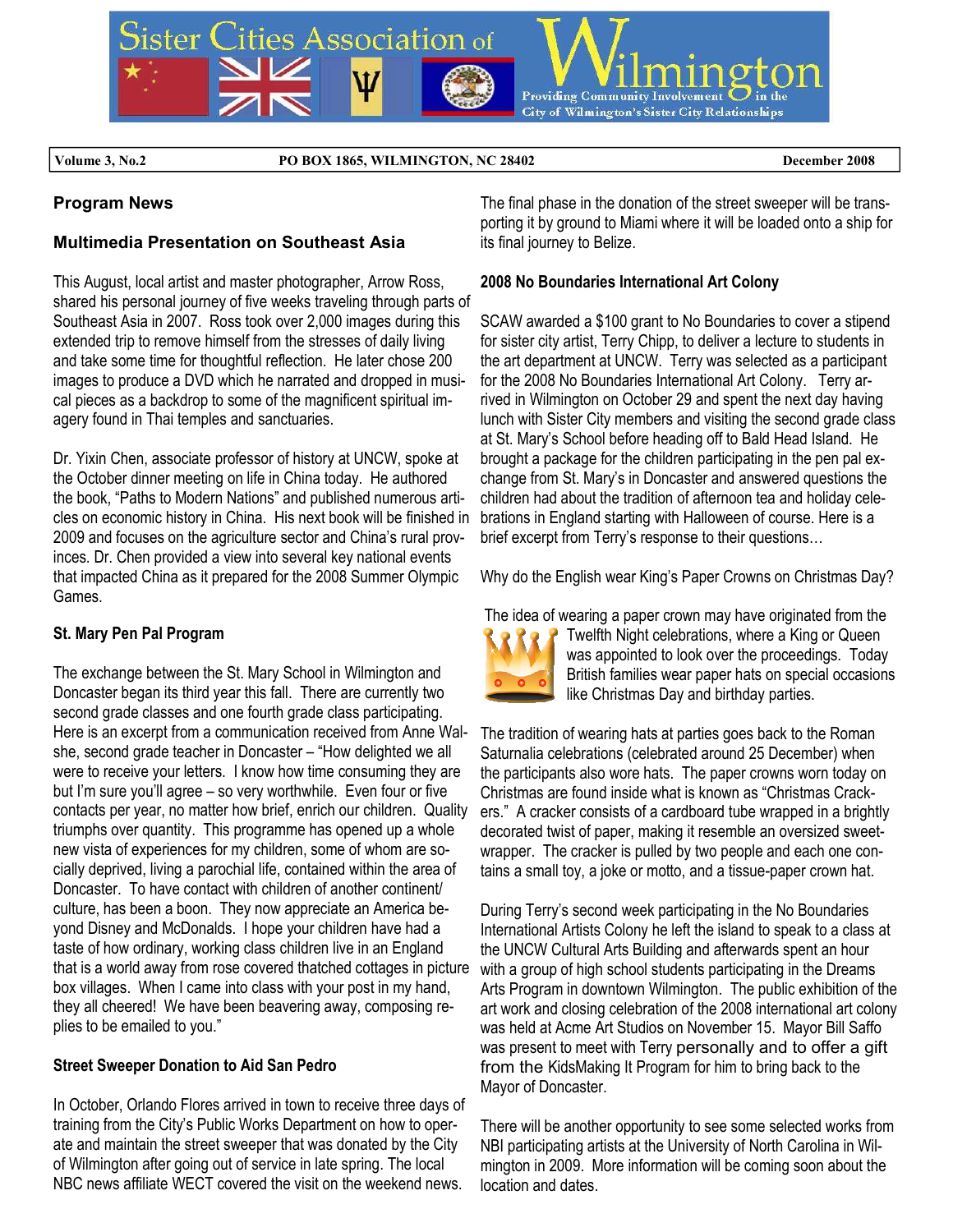# Sister Cities Association of Wilmington

Providing Community Involvement in the City of Wilmington's Sister City Relationships

**Volume 3, No.2** | **PO BOX 1865, WILMINGTON, NC 28402** | **December 2008**

## Program News

### Multimedia Presentation on Southeast Asia

This August, local artist and master photographer, Arrow Ross, shared his personal journey of five weeks traveling through parts of Southeast Asia in 2007. Ross took over 2,000 images during this extended trip to remove himself from the stresses of daily living and take some time for thoughtful reflection. He later chose 200 images to produce a DVD which he narrated and dropped in musical pieces as a backdrop to some of the magnificent spiritual imagery found in Thai temples and sanctuaries.

Dr. Yixin Chen, associate professor of history at UNCW, spoke at the October dinner meeting on life in China today. He authored the book, "Paths to Modern Nations" and published numerous articles on economic history in China. His next book will be finished in 2009 and focuses on the agriculture sector and China's rural provinces. Dr. Chen provided a view into several key national events that impacted China as it prepared for the 2008 Summer Olympic Games.

### St. Mary Pen Pal Program

The exchange between the St. Mary School in Wilmington and Doncaster began its third year this fall. There are currently two second grade classes and one fourth grade class participating. Here is an excerpt from a communication received from Anne Walshe, second grade teacher in Doncaster – "How delighted we all were to receive your letters. I know how time consuming they are but I'm sure you'll agree – so very worthwhile. Even four or five contacts per year, no matter how brief, enrich our children. Quality triumphs over quantity. This programme has opened up a whole new vista of experiences for my children, some of whom are socially deprived, living a parochial life, contained within the area of Doncaster. To have contact with children of another continent/ culture, has been a boon. They now appreciate an America beyond Disney and McDonalds. I hope your children have had a taste of how ordinary, working class children live in an England that is a world away from rose covered thatched cottages in picture box villages. When I came into class with your post in my hand, they all cheered! We have been beavering away, composing replies to be emailed to you."

### Street Sweeper Donation to Aid San Pedro

In October, Orlando Flores arrived in town to receive three days of training from the City's Public Works Department on how to operate and maintain the street sweeper that was donated by the City of Wilmington after going out of service in late spring. The local NBC news affiliate WECT covered the visit on the weekend news. The final phase in the donation of the street sweeper will be transporting it by ground to Miami where it will be loaded onto a ship for its final journey to Belize.

### 2008 No Boundaries International Art Colony

SCAW awarded a $100 grant to No Boundaries to cover a stipend for sister city artist, Terry Chipp, to deliver a lecture to students in the art department at UNCW. Terry was selected as a participant for the 2008 No Boundaries International Art Colony. Terry arrived in Wilmington on October 29 and spent the next day having lunch with Sister City members and visiting the second grade class at St. Mary's School before heading off to Bald Head Island. He brought a package for the children participating in the pen pal exchange from St. Mary's in Doncaster and answered questions the children had about the tradition of afternoon tea and holiday celebrations in England starting with Halloween of course. Here is a brief excerpt from Terry's response to their questions…

Why do the English wear King's Paper Crowns on Christmas Day?

The idea of wearing a paper crown may have originated from the Twelfth Night celebrations, where a King or Queen was appointed to look over the proceedings. Today British families wear paper hats on special occasions like Christmas Day and birthday parties.

The tradition of wearing hats at parties goes back to the Roman Saturnalia celebrations (celebrated around 25 December) when the participants also wore hats. The paper crowns worn today on Christmas are found inside what is known as "Christmas Crackers." A cracker consists of a cardboard tube wrapped in a brightly decorated twist of paper, making it resemble an oversized sweet-wrapper. The cracker is pulled by two people and each one contains a small toy, a joke or motto, and a tissue-paper crown hat.

During Terry's second week participating in the No Boundaries International Artists Colony he left the island to speak to a class at the UNCW Cultural Arts Building and afterwards spent an hour with a group of high school students participating in the Dreams Arts Program in downtown Wilmington. The public exhibition of the art work and closing celebration of the 2008 international art colony was held at Acme Art Studios on November 15. Mayor Bill Saffo was present to meet with Terry personally and to offer a gift from the KidsMaking It Program for him to bring back to the Mayor of Doncaster.

There will be another opportunity to see some selected works from NBI participating artists at the University of North Carolina in Wilmington in 2009. More information will be coming soon about the location and dates.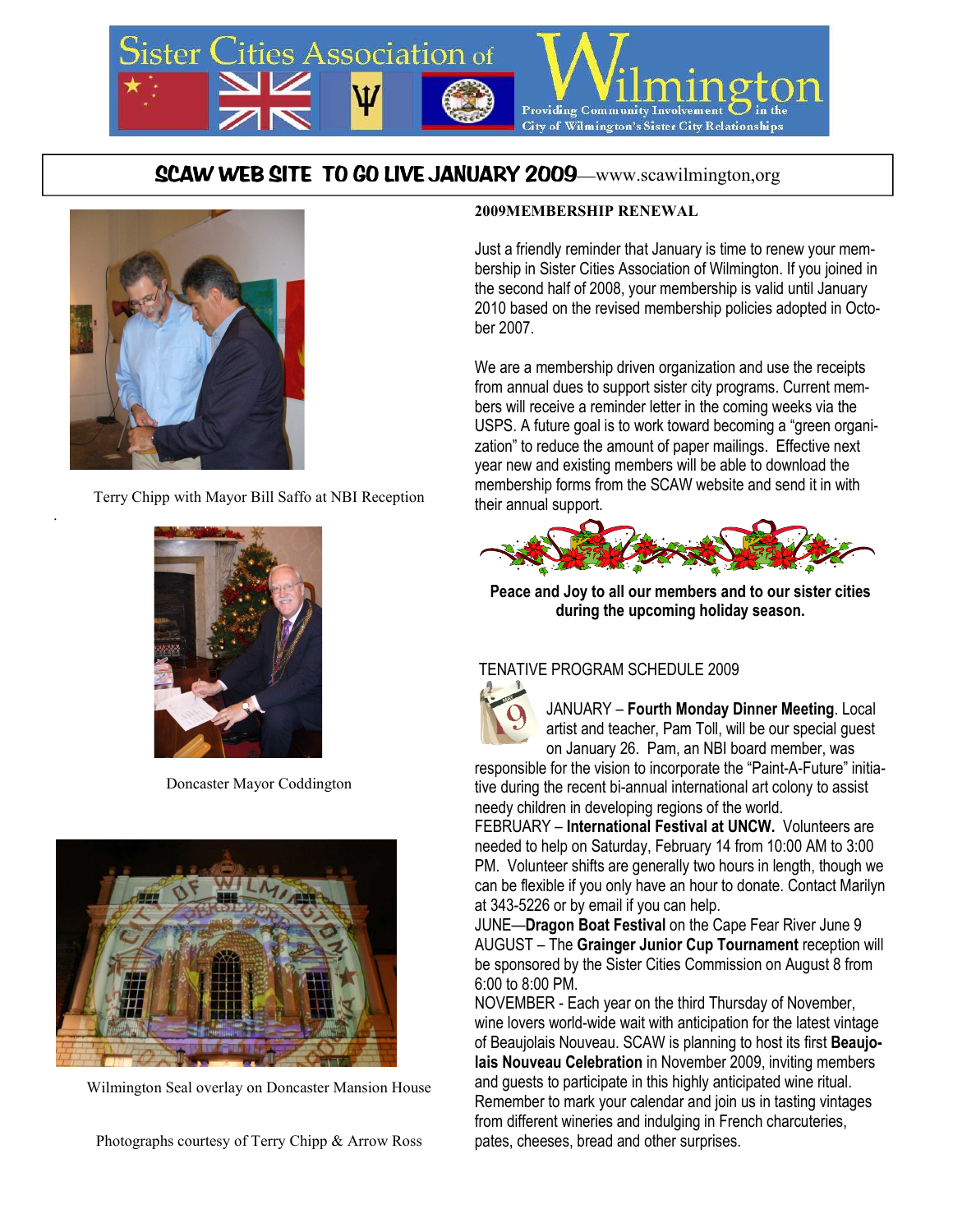# Sister Cities Association of Wilmington

Providing Community Involvement in the City of Wilmington's Sister City Relationships

## SCAW WEB SITE TO GO LIVE JANUARY 2009—www.scawilmington,org

Terry Chipp with Mayor Bill Saffo at NBI Reception

Doncaster Mayor Coddington

Wilmington Seal overlay on Doncaster Mansion House

Photographs courtesy of Terry Chipp & Arrow Ross

**2009MEMBERSHIP RENEWAL**

Just a friendly reminder that January is time to renew your membership in Sister Cities Association of Wilmington. If you joined in the second half of 2008, your membership is valid until January 2010 based on the revised membership policies adopted in October 2007.

We are a membership driven organization and use the receipts from annual dues to support sister city programs. Current members will receive a reminder letter in the coming weeks via the USPS. A future goal is to work toward becoming a "green organization" to reduce the amount of paper mailings. Effective next year new and existing members will be able to download the membership forms from the SCAW website and send it in with their annual support.

**Peace and Joy to all our members and to our sister cities during the upcoming holiday season.**

TENATIVE PROGRAM SCHEDULE 2009

JANUARY – **Fourth Monday Dinner Meeting**. Local artist and teacher, Pam Toll, will be our special guest on January 26. Pam, an NBI board member, was responsible for the vision to incorporate the "Paint-A-Future" initiative during the recent bi-annual international art colony to assist needy children in developing regions of the world.

FEBRUARY – **International Festival at UNCW.** Volunteers are needed to help on Saturday, February 14 from 10:00 AM to 3:00 PM. Volunteer shifts are generally two hours in length, though we can be flexible if you only have an hour to donate. Contact Marilyn at 343-5226 or by email if you can help.

JUNE—**Dragon Boat Festival** on the Cape Fear River June 9

AUGUST – The **Grainger Junior Cup Tournament** reception will be sponsored by the Sister Cities Commission on August 8 from 6:00 to 8:00 PM.

NOVEMBER - Each year on the third Thursday of November, wine lovers world-wide wait with anticipation for the latest vintage of Beaujolais Nouveau. SCAW is planning to host its first **Beaujolais Nouveau Celebration** in November 2009, inviting members and guests to participate in this highly anticipated wine ritual. Remember to mark your calendar and join us in tasting vintages from different wineries and indulging in French charcuteries, pates, cheeses, bread and other surprises.